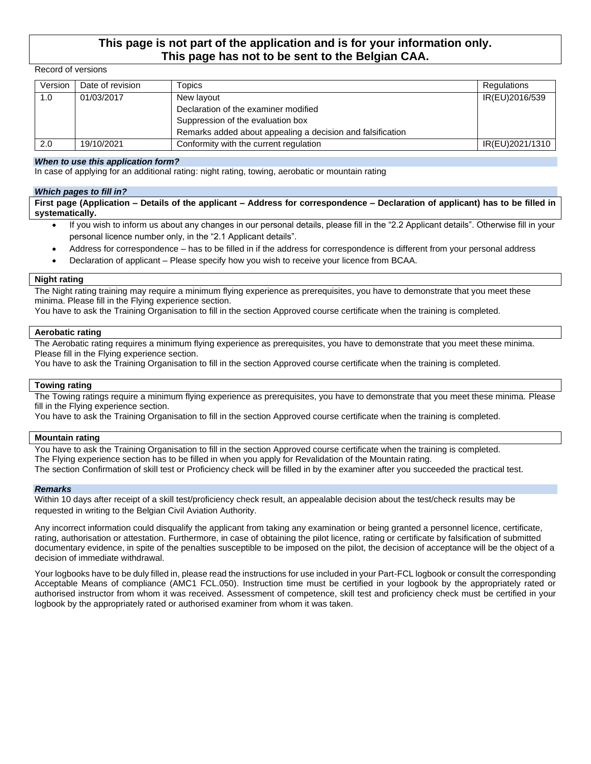**This page is not part of the application and is for your information only.**
**This page has not to be sent to the Belgian CAA.**

Record of versions

| Version | Date of revision | Topics | Regulations |
|---|---|---|---|
| 1.0 | 01/03/2017 | New layout<br>Declaration of the examiner modified<br>Suppression of the evaluation box<br>Remarks added about appealing a decision and falsification | IR(EU)2016/539 |
| 2.0 | 19/10/2021 | Conformity with the current regulation | IR(EU)2021/1310 |

### *When to use this application form?*

In case of applying for an additional rating: night rating, towing, aerobatic or mountain rating

### *Which pages to fill in?*

**First page (Application – Details of the applicant – Address for correspondence – Declaration of applicant) has to be filled in systematically.**

- If you wish to inform us about any changes in our personal details, please fill in the "2.2 Applicant details". Otherwise fill in your personal licence number only, in the "2.1 Applicant details".
- Address for correspondence – has to be filled in if the address for correspondence is different from your personal address
- Declaration of applicant – Please specify how you wish to receive your licence from BCAA.

### Night rating

The Night rating training may require a minimum flying experience as prerequisites, you have to demonstrate that you meet these minima. Please fill in the Flying experience section.
You have to ask the Training Organisation to fill in the section Approved course certificate when the training is completed.

### Aerobatic rating

The Aerobatic rating requires a minimum flying experience as prerequisites, you have to demonstrate that you meet these minima. Please fill in the Flying experience section.
You have to ask the Training Organisation to fill in the section Approved course certificate when the training is completed.

### Towing rating

The Towing ratings require a minimum flying experience as prerequisites, you have to demonstrate that you meet these minima. Please fill in the Flying experience section.
You have to ask the Training Organisation to fill in the section Approved course certificate when the training is completed.

### Mountain rating

You have to ask the Training Organisation to fill in the section Approved course certificate when the training is completed.
The Flying experience section has to be filled in when you apply for Revalidation of the Mountain rating.
The section Confirmation of skill test or Proficiency check will be filled in by the examiner after you succeeded the practical test.

### *Remarks*

Within 10 days after receipt of a skill test/proficiency check result, an appealable decision about the test/check results may be requested in writing to the Belgian Civil Aviation Authority.

Any incorrect information could disqualify the applicant from taking any examination or being granted a personnel licence, certificate, rating, authorisation or attestation. Furthermore, in case of obtaining the pilot licence, rating or certificate by falsification of submitted documentary evidence, in spite of the penalties susceptible to be imposed on the pilot, the decision of acceptance will be the object of a decision of immediate withdrawal.

Your logbooks have to be duly filled in, please read the instructions for use included in your Part-FCL logbook or consult the corresponding Acceptable Means of compliance (AMC1 FCL.050). Instruction time must be certified in your logbook by the appropriately rated or authorised instructor from whom it was received. Assessment of competence, skill test and proficiency check must be certified in your logbook by the appropriately rated or authorised examiner from whom it was taken.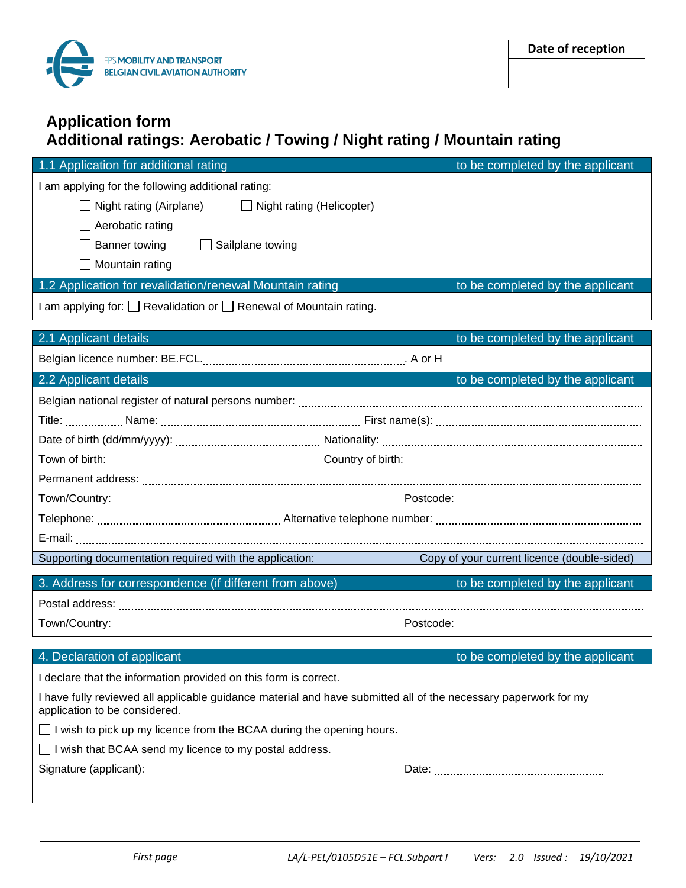FPS MOBILITY AND TRANSPORT
BELGIAN CIVIL AVIATION AUTHORITY

| Date of reception |
| --- |
| |

# Application form
# Additional ratings: Aerobatic / Towing / Night rating / Mountain rating

## 1.1 Application for additional rating — to be completed by the applicant

I am applying for the following additional rating:

- ☐ Night rating (Airplane) ☐ Night rating (Helicopter)
- ☐ Aerobatic rating
- ☐ Banner towing ☐ Sailplane towing
- ☐ Mountain rating

## 1.2 Application for revalidation/renewal Mountain rating — to be completed by the applicant

I am applying for: ☐ Revalidation or ☐ Renewal of Mountain rating.

## 2.1 Applicant details — to be completed by the applicant

Belgian licence number: BE.FCL.................................................. A or H

## 2.2 Applicant details — to be completed by the applicant

Belgian national register of natural persons number: ..................................................

Title: .............. Name: .................................................. First name(s): ..................................................

Date of birth (dd/mm/yyyy): .................................................. Nationality: ..................................................

Town of birth: .................................................. Country of birth: ..................................................

Permanent address: ..................................................

Town/Country: .................................................. Postcode: ..................................................

Telephone: .................................................. Alternative telephone number: ..................................................

E-mail: ..................................................

Supporting documentation required with the application: Copy of your current licence (double-sided)

## 3. Address for correspondence (if different from above) — to be completed by the applicant

Postal address: ..................................................

Town/Country: .................................................. Postcode: ..................................................

## 4. Declaration of applicant — to be completed by the applicant

I declare that the information provided on this form is correct.

I have fully reviewed all applicable guidance material and have submitted all of the necessary paperwork for my application to be considered.

☐ I wish to pick up my licence from the BCAA during the opening hours.

☐ I wish that BCAA send my licence to my postal address.

Signature (applicant): Date: ..................................................

*First page* *LA/L-PEL/0105D51E – FCL.Subpart I* *Vers: 2.0* *Issued : 19/10/2021*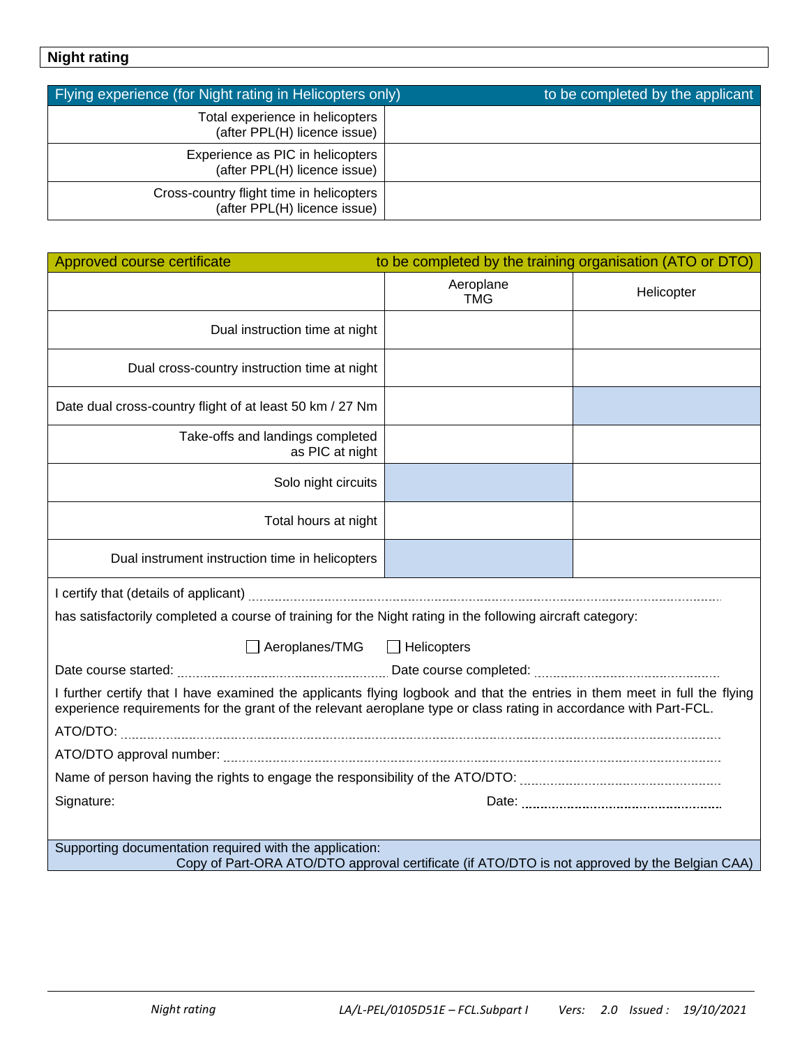## Night rating

| Flying experience (for Night rating in Helicopters only) | to be completed by the applicant |
|---|---|
| Total experience in helicopters (after PPL(H) licence issue) | |
| Experience as PIC in helicopters (after PPL(H) licence issue) | |
| Cross-country flight time in helicopters (after PPL(H) licence issue) | |

| Approved course certificate | to be completed by the training organisation (ATO or DTO) | |
|---|---|---|
| | Aeroplane TMG | Helicopter |
| Dual instruction time at night | | |
| Dual cross-country instruction time at night | | |
| Date dual cross-country flight of at least 50 km / 27 Nm | | |
| Take-offs and landings completed as PIC at night | | |
| Solo night circuits | | |
| Total hours at night | | |
| Dual instrument instruction time in helicopters | | |

I certify that (details of applicant) ..................................................................

has satisfactorily completed a course of training for the Night rating in the following aircraft category:

☐ Aeroplanes/TMG ☐ Helicopters

Date course started: .................................... Date course completed: ....................................

I further certify that I have examined the applicants flying logbook and that the entries in them meet in full the flying experience requirements for the grant of the relevant aeroplane type or class rating in accordance with Part-FCL.

ATO/DTO: ..................................................................

ATO/DTO approval number: ..................................................................

Name of person having the rights to engage the responsibility of the ATO/DTO: ....................................

Signature: Date: ....................................

Supporting documentation required with the application:
Copy of Part-ORA ATO/DTO approval certificate (if ATO/DTO is not approved by the Belgian CAA)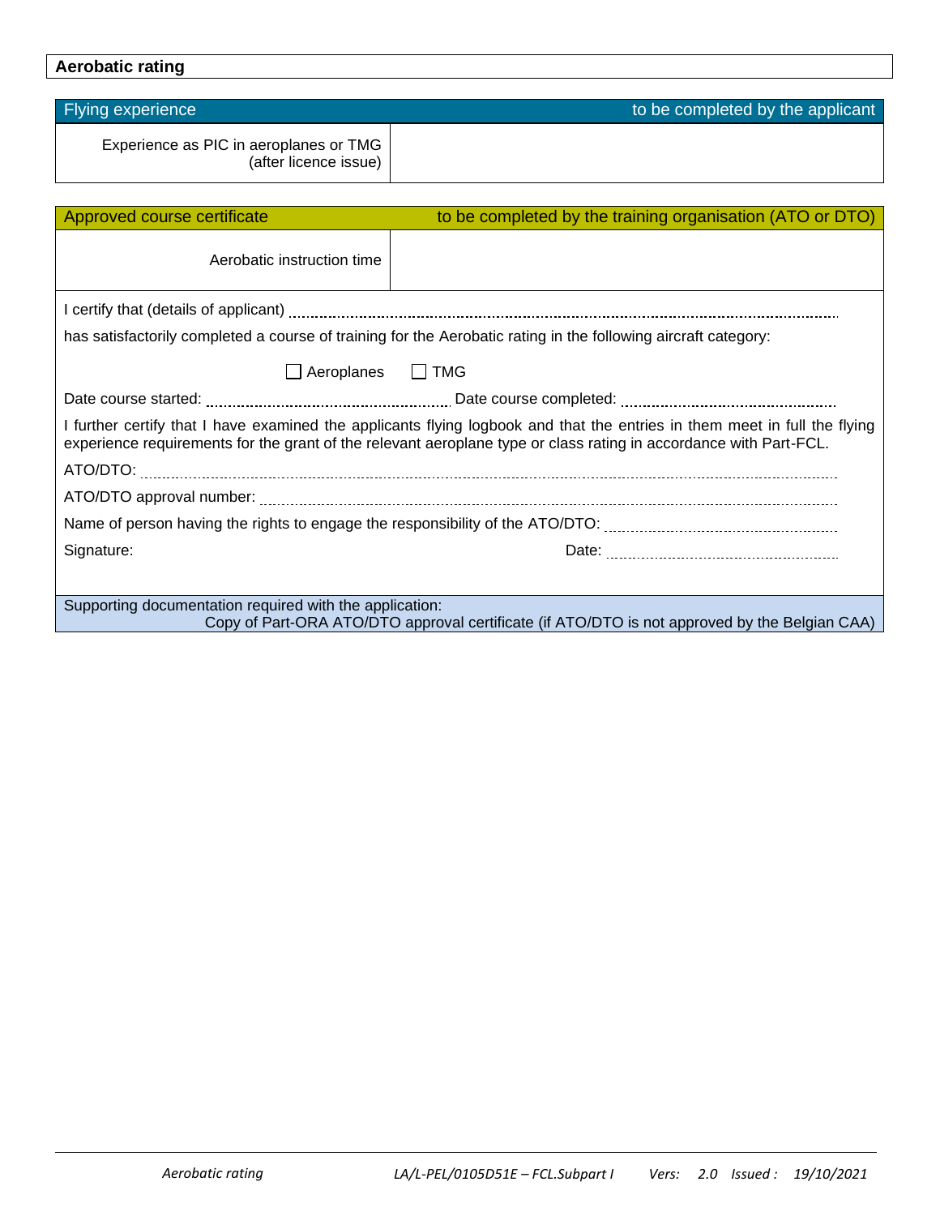## Aerobatic rating

| Flying experience | to be completed by the applicant |
|---|---|
| Experience as PIC in aeroplanes or TMG (after licence issue) | |

| Approved course certificate | to be completed by the training organisation (ATO or DTO) |
|---|---|
| Aerobatic instruction time | |

I certify that (details of applicant) ..........................................................................................

has satisfactorily completed a course of training for the Aerobatic rating in the following aircraft category:

☐ Aeroplanes ☐ TMG

Date course started: .............................................. Date course completed: ..............................................

I further certify that I have examined the applicants flying logbook and that the entries in them meet in full the flying experience requirements for the grant of the relevant aeroplane type or class rating in accordance with Part-FCL.

ATO/DTO: ..........................................................................................

ATO/DTO approval number: ..........................................................................................

Name of person having the rights to engage the responsibility of the ATO/DTO: ..............................................

Signature: Date: ..............................................

Supporting documentation required with the application:
Copy of Part-ORA ATO/DTO approval certificate (if ATO/DTO is not approved by the Belgian CAA)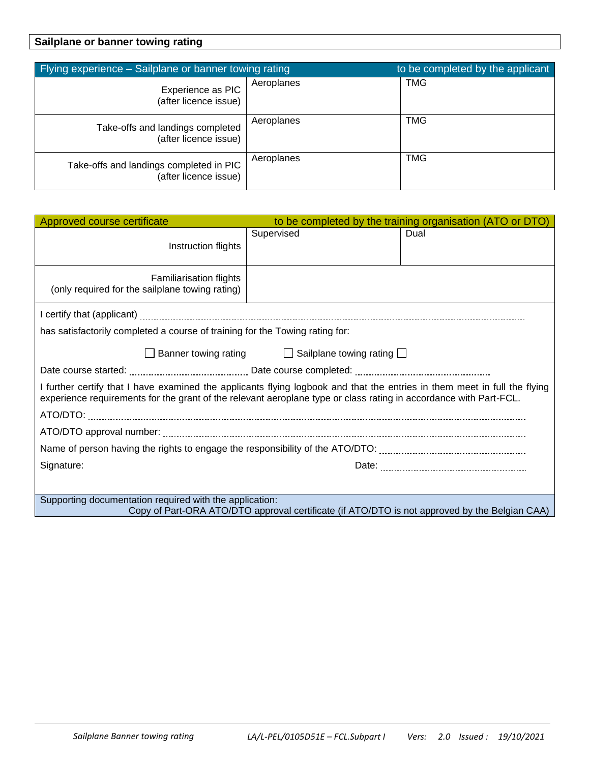## Sailplane or banner towing rating

| Flying experience – Sailplane or banner towing rating | | to be completed by the applicant |
|---|---|---|
| Experience as PIC (after licence issue) | Aeroplanes | TMG |
| Take-offs and landings completed (after licence issue) | Aeroplanes | TMG |
| Take-offs and landings completed in PIC (after licence issue) | Aeroplanes | TMG |

| Approved course certificate | | to be completed by the training organisation (ATO or DTO) |
|---|---|---|
| Instruction flights | Supervised | Dual |
| Familiarisation flights (only required for the sailplane towing rating) | | |

I certify that (applicant) ..............................................................................................................

has satisfactorily completed a course of training for the Towing rating for:

☐ Banner towing rating ☐ Sailplane towing rating ☐

Date course started: .............................................. Date course completed: ..............................................

I further certify that I have examined the applicants flying logbook and that the entries in them meet in full the flying experience requirements for the grant of the relevant aeroplane type or class rating in accordance with Part-FCL.

ATO/DTO: ..............................................................................................................

ATO/DTO approval number: ..............................................................................................................

Name of person having the rights to engage the responsibility of the ATO/DTO: ..............................................

Signature: Date: ..............................................

Supporting documentation required with the application:
Copy of Part-ORA ATO/DTO approval certificate (if ATO/DTO is not approved by the Belgian CAA)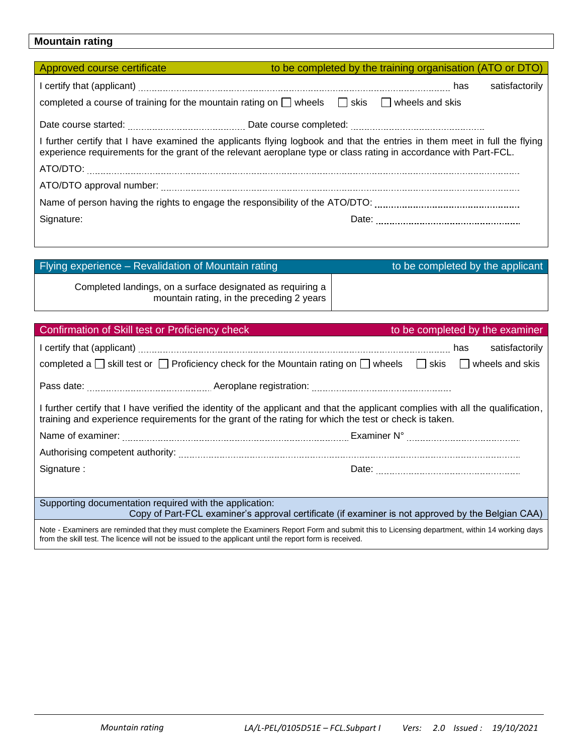## Mountain rating

**Approved course certificate** — to be completed by the training organisation (ATO or DTO)

I certify that (applicant) ........................................................................................................ has satisfactorily completed a course of training for the mountain rating on ☐ wheels ☐ skis ☐ wheels and skis

Date course started: .................................... Date course completed: ........................................

I further certify that I have examined the applicants flying logbook and that the entries in them meet in full the flying experience requirements for the grant of the relevant aeroplane type or class rating in accordance with Part-FCL.

ATO/DTO: ..........................................................................................................................

ATO/DTO approval number: ..........................................................................................................

Name of person having the rights to engage the responsibility of the ATO/DTO: ........................................

Signature: Date: ........................................

**Flying experience – Revalidation of Mountain rating** — to be completed by the applicant

| | |
|---|---|
| Completed landings, on a surface designated as requiring a mountain rating, in the preceding 2 years | |

**Confirmation of Skill test or Proficiency check** — to be completed by the examiner

I certify that (applicant) ........................................................................................................ has satisfactorily completed a ☐ skill test or ☐ Proficiency check for the Mountain rating on ☐ wheels ☐ skis ☐ wheels and skis

Pass date: .................................... Aeroplane registration: ........................................

I further certify that I have verified the identity of the applicant and that the applicant complies with all the qualification, training and experience requirements for the grant of the rating for which the test or check is taken.

Name of examiner: .................................................... Examiner N° ........................................

Authorising competent authority: ..........................................................................................

Signature : Date: ........................................

Supporting documentation required with the application:
Copy of Part-FCL examiner's approval certificate (if examiner is not approved by the Belgian CAA)

Note - Examiners are reminded that they must complete the Examiners Report Form and submit this to Licensing department, within 14 working days from the skill test. The licence will not be issued to the applicant until the report form is received.